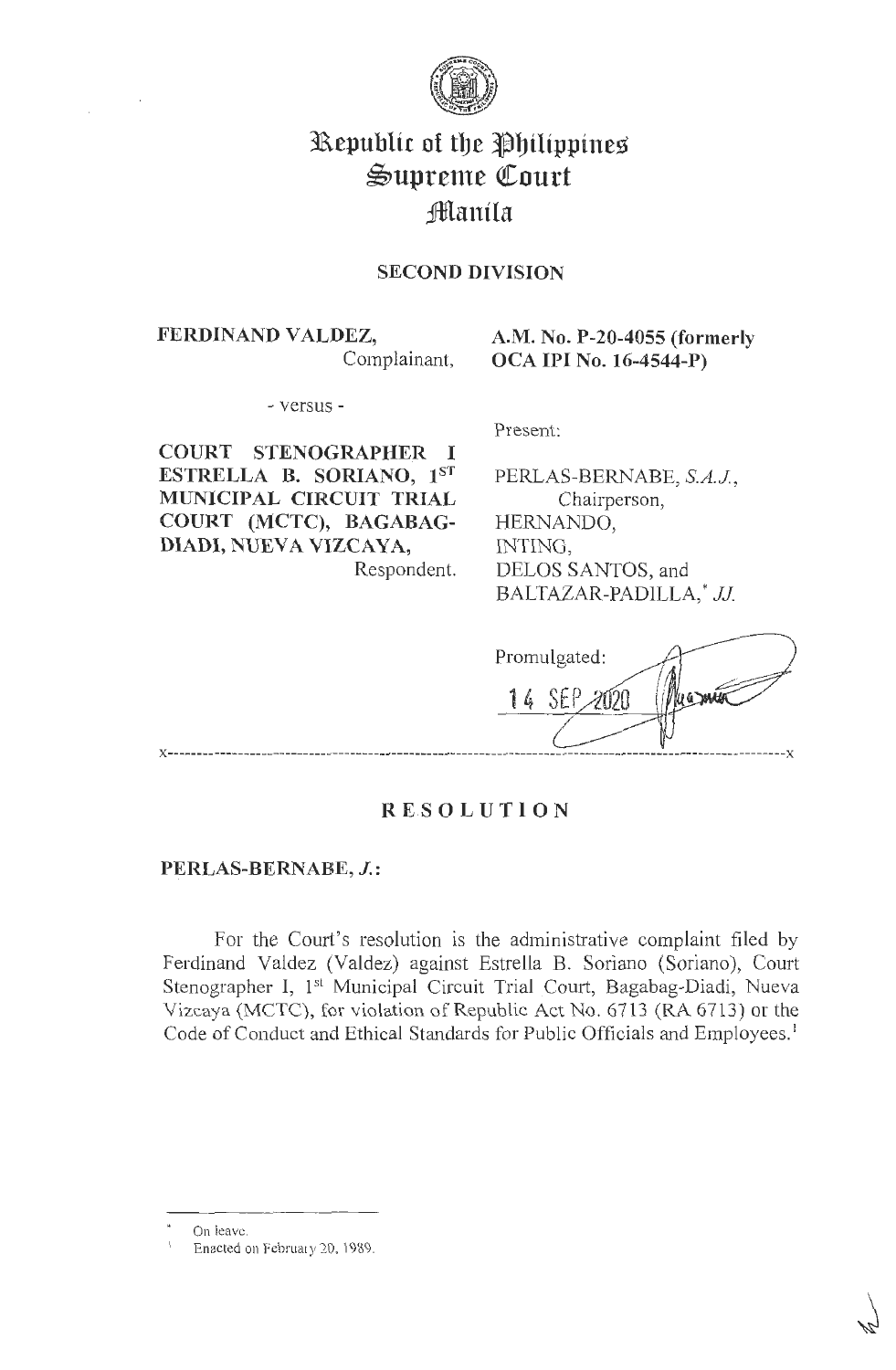# Republic of the Philippines
# Supreme Court
# Manila

## SECOND DIVISION

**FERDINAND VALDEZ,**
Complainant,

- versus -

**COURT STENOGRAPHER I ESTRELLA B. SORIANO, 1ST MUNICIPAL CIRCUIT TRIAL COURT (MCTC), BAGABAG-DIADI, NUEVA VIZCAYA,**
Respondent.

**A.M. No. P-20-4055 (formerly OCA IPI No. 16-4544-P)**

Present:

PERLAS-BERNABE, *S.A.J.*,
Chairperson,
HERNANDO,
INTING,
DELOS SANTOS, and
BALTAZAR-PADILLA,* *JJ.*

Promulgated:
14 SEP 2020

x-----------------------------------------------------------------------------------------x

## RESOLUTION

**PERLAS-BERNABE, *J.*:**

For the Court's resolution is the administrative complaint filed by Ferdinand Valdez (Valdez) against Estrella B. Soriano (Soriano), Court Stenographer I, 1st Municipal Circuit Trial Court, Bagabag-Diadi, Nueva Vizcaya (MCTC), for violation of Republic Act No. 6713 (RA 6713) or the Code of Conduct and Ethical Standards for Public Officials and Employees.[1]

---

\* On leave.

[1] Enacted on February 20, 1989.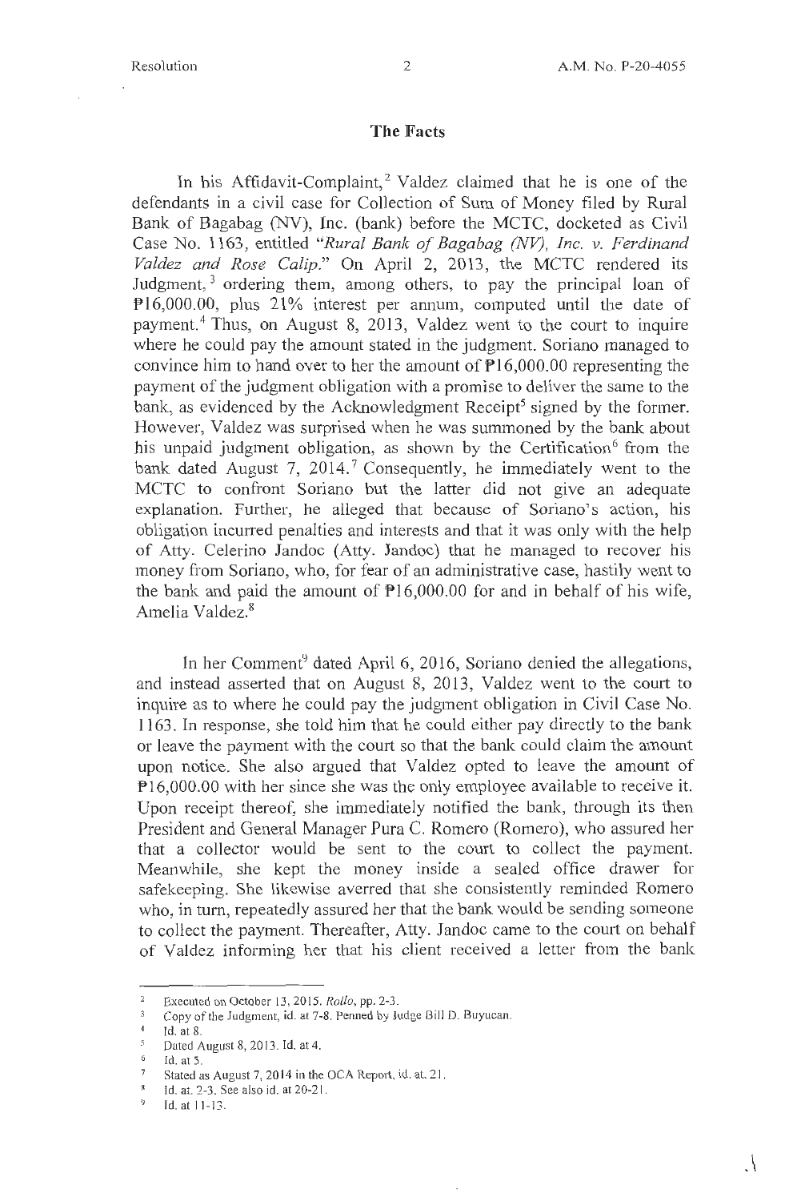## The Facts

In his Affidavit-Complaint,[2] Valdez claimed that he is one of the defendants in a civil case for Collection of Sum of Money filed by Rural Bank of Bagabag (NV), Inc. (bank) before the MCTC, docketed as Civil Case No. 1163, entitled *"Rural Bank of Bagabag (NV), Inc. v. Ferdinand Valdez and Rose Calip."* On April 2, 2013, the MCTC rendered its Judgment,[3] ordering them, among others, to pay the principal loan of ₱16,000.00, plus 21% interest per annum, computed until the date of payment.[4] Thus, on August 8, 2013, Valdez went to the court to inquire where he could pay the amount stated in the judgment. Soriano managed to convince him to hand over to her the amount of ₱16,000.00 representing the payment of the judgment obligation with a promise to deliver the same to the bank, as evidenced by the Acknowledgment Receipt[5] signed by the former. However, Valdez was surprised when he was summoned by the bank about his unpaid judgment obligation, as shown by the Certification[6] from the bank dated August 7, 2014.[7] Consequently, he immediately went to the MCTC to confront Soriano but the latter did not give an adequate explanation. Further, he alleged that because of Soriano's action, his obligation incurred penalties and interests and that it was only with the help of Atty. Celerino Jandoc (Atty. Jandoc) that he managed to recover his money from Soriano, who, for fear of an administrative case, hastily went to the bank and paid the amount of ₱16,000.00 for and in behalf of his wife, Amelia Valdez.[8]

In her Comment[9] dated April 6, 2016, Soriano denied the allegations, and instead asserted that on August 8, 2013, Valdez went to the court to inquire as to where he could pay the judgment obligation in Civil Case No. 1163. In response, she told him that he could either pay directly to the bank or leave the payment with the court so that the bank could claim the amount upon notice. She also argued that Valdez opted to leave the amount of ₱16,000.00 with her since she was the only employee available to receive it. Upon receipt thereof, she immediately notified the bank, through its then President and General Manager Pura C. Romero (Romero), who assured her that a collector would be sent to the court to collect the payment. Meanwhile, she kept the money inside a sealed office drawer for safekeeping. She likewise averred that she consistently reminded Romero who, in turn, repeatedly assured her that the bank would be sending someone to collect the payment. Thereafter, Atty. Jandoc came to the court on behalf of Valdez informing her that his client received a letter from the bank

---

[2] Executed on October 13, 2015. *Rollo*, pp. 2-3.

[3] Copy of the Judgment, id. at 7-8. Penned by Judge Bill D. Buyucan.

[4] Id. at 8.

[5] Dated August 8, 2013. Id. at 4.

[6] Id. at 5.

[7] Stated as August 7, 2014 in the OCA Report, id. at 21.

[8] Id. at 2-3. See also id. at 20-21.

[9] Id. at 11-13.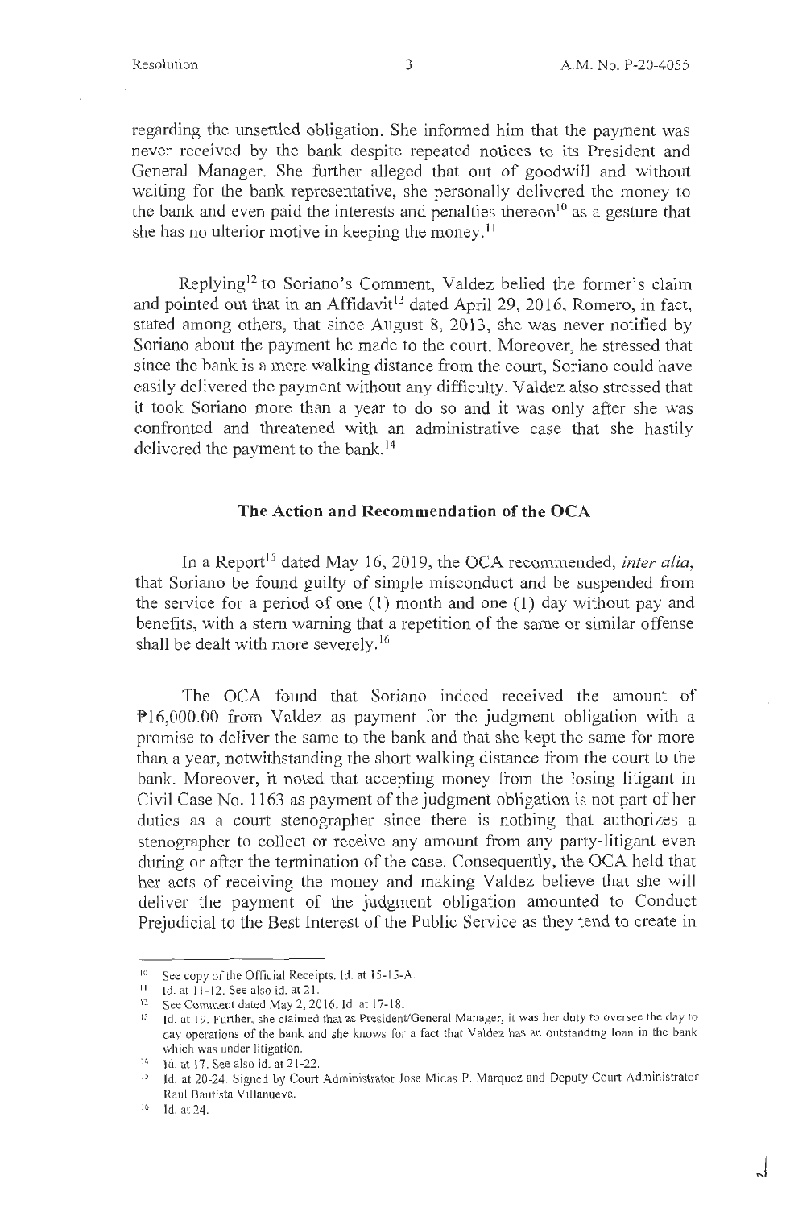regarding the unsettled obligation. She informed him that the payment was never received by the bank despite repeated notices to its President and General Manager. She further alleged that out of goodwill and without waiting for the bank representative, she personally delivered the money to the bank and even paid the interests and penalties thereon[10] as a gesture that she has no ulterior motive in keeping the money.[11]

Replying[12] to Soriano's Comment, Valdez belied the former's claim and pointed out that in an Affidavit[13] dated April 29, 2016, Romero, in fact, stated among others, that since August 8, 2013, she was never notified by Soriano about the payment he made to the court. Moreover, he stressed that since the bank is a mere walking distance from the court, Soriano could have easily delivered the payment without any difficulty. Valdez also stressed that it took Soriano more than a year to do so and it was only after she was confronted and threatened with an administrative case that she hastily delivered the payment to the bank.[14]

## The Action and Recommendation of the OCA

In a Report[15] dated May 16, 2019, the OCA recommended, *inter alia*, that Soriano be found guilty of simple misconduct and be suspended from the service for a period of one (1) month and one (1) day without pay and benefits, with a stern warning that a repetition of the same or similar offense shall be dealt with more severely.[16]

The OCA found that Soriano indeed received the amount of ₱16,000.00 from Valdez as payment for the judgment obligation with a promise to deliver the same to the bank and that she kept the same for more than a year, notwithstanding the short walking distance from the court to the bank. Moreover, it noted that accepting money from the losing litigant in Civil Case No. 1163 as payment of the judgment obligation is not part of her duties as a court stenographer since there is nothing that authorizes a stenographer to collect or receive any amount from any party-litigant even during or after the termination of the case. Consequently, the OCA held that her acts of receiving the money and making Valdez believe that she will deliver the payment of the judgment obligation amounted to Conduct Prejudicial to the Best Interest of the Public Service as they tend to create in

---

[10] See copy of the Official Receipts. Id. at 15-15-A.

[11] Id. at 11-12. See also id. at 21.

[12] See Comment dated May 2, 2016. Id. at 17-18.

[13] Id. at 19. Further, she claimed that as President/General Manager, it was her duty to oversee the day to day operations of the bank and she knows for a fact that Valdez has an outstanding loan in the bank which was under litigation.

[14] Id. at 17. See also id. at 21-22.

[15] Id. at 20-24. Signed by Court Administrator Jose Midas P. Marquez and Deputy Court Administrator Raul Bautista Villanueva.

[16] Id. at 24.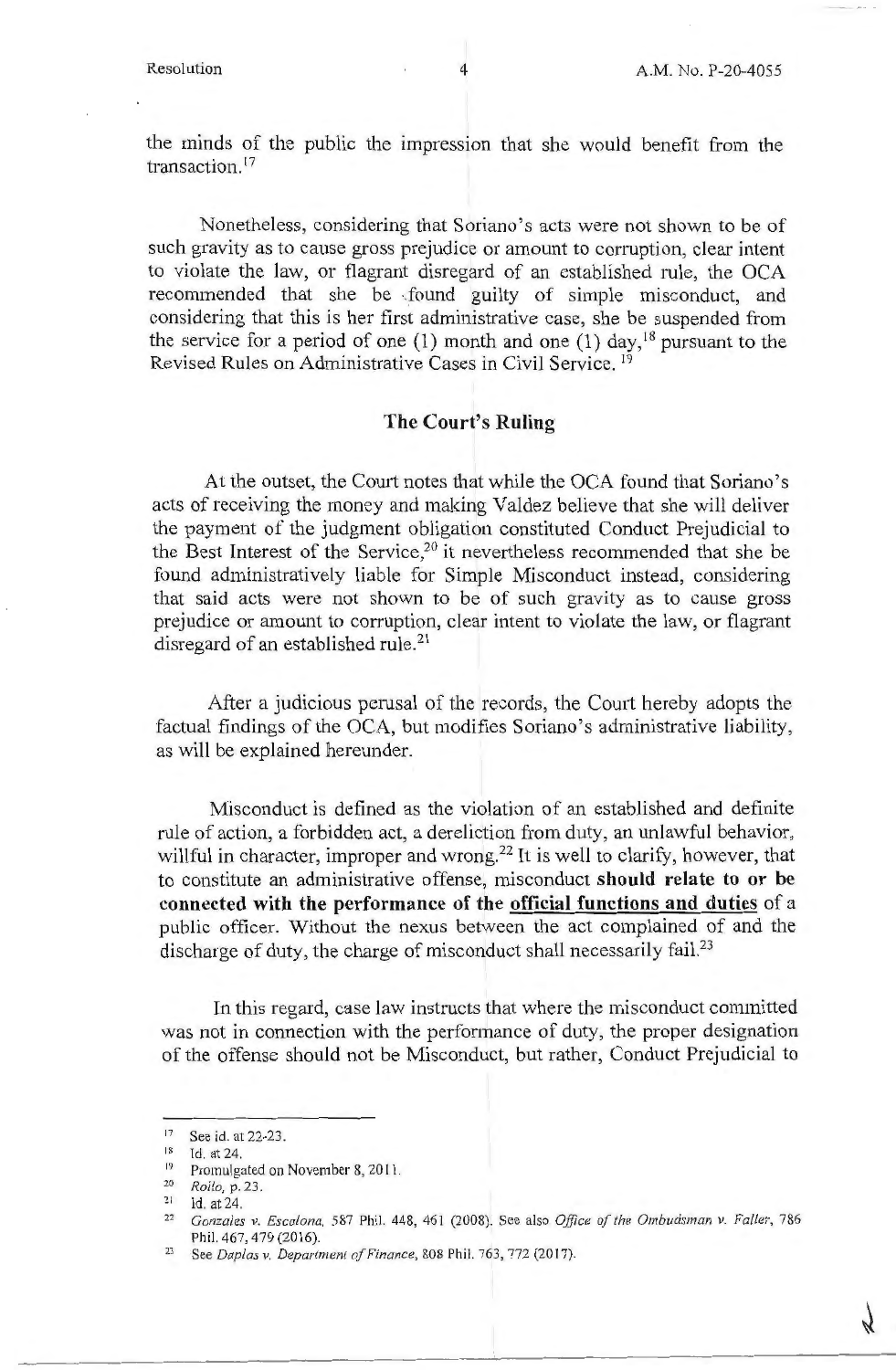the minds of the public the impression that she would benefit from the transaction.[17]

Nonetheless, considering that Soriano's acts were not shown to be of such gravity as to cause gross prejudice or amount to corruption, clear intent to violate the law, or flagrant disregard of an established rule, the OCA recommended that she be found guilty of simple misconduct, and considering that this is her first administrative case, she be suspended from the service for a period of one (1) month and one (1) day,[18] pursuant to the Revised Rules on Administrative Cases in Civil Service.[19]

## The Court's Ruling

At the outset, the Court notes that while the OCA found that Soriano's acts of receiving the money and making Valdez believe that she will deliver the payment of the judgment obligation constituted Conduct Prejudicial to the Best Interest of the Service,[20] it nevertheless recommended that she be found administratively liable for Simple Misconduct instead, considering that said acts were not shown to be of such gravity as to cause gross prejudice or amount to corruption, clear intent to violate the law, or flagrant disregard of an established rule.[21]

After a judicious perusal of the records, the Court hereby adopts the factual findings of the OCA, but modifies Soriano's administrative liability, as will be explained hereunder.

Misconduct is defined as the violation of an established and definite rule of action, a forbidden act, a dereliction from duty, an unlawful behavior, willful in character, improper and wrong.[22] It is well to clarify, however, that to constitute an administrative offense, misconduct **should relate to or be connected with the performance of the <u>official functions and duties</u>** of a public officer. Without the nexus between the act complained of and the discharge of duty, the charge of misconduct shall necessarily fail.[23]

In this regard, case law instructs that where the misconduct committed was not in connection with the performance of duty, the proper designation of the offense should not be Misconduct, but rather, Conduct Prejudicial to

---

[17] See id. at 22-23.

[18] Id. at 24.

[19] Promulgated on November 8, 2011.

[20] *Rollo*, p. 23.

[21] Id. at 24.

[22] *Gonzales v. Escalona*, 587 Phil. 448, 461 (2008). See also *Office of the Ombudsman v. Faller*, 786 Phil. 467, 479 (2016).

[23] See *Daplas v. Department of Finance*, 808 Phil. 763, 772 (2017).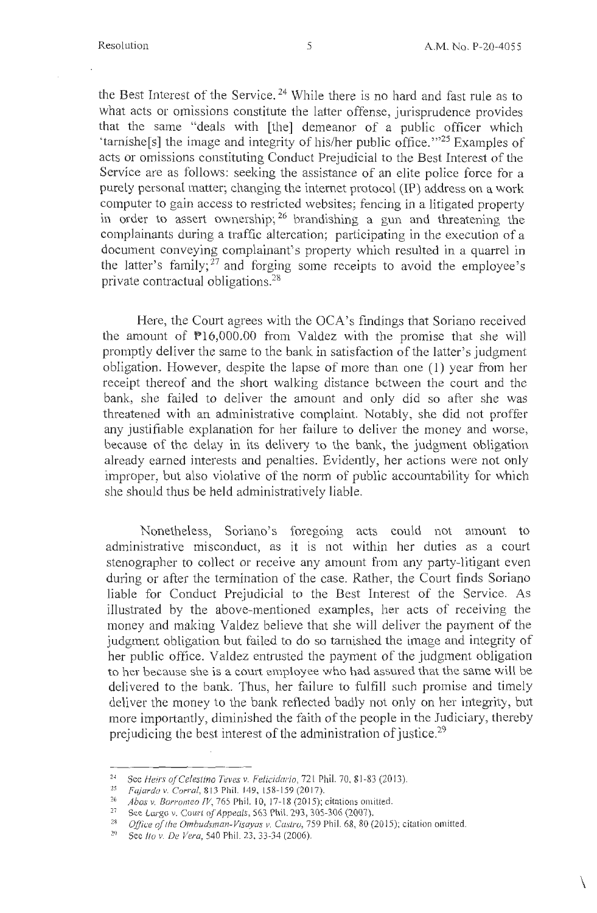the Best Interest of the Service.[24] While there is no hard and fast rule as to what acts or omissions constitute the latter offense, jurisprudence provides that the same "deals with [the] demeanor of a public officer which 'tarnishe[s] the image and integrity of his/her public office.'"[25] Examples of acts or omissions constituting Conduct Prejudicial to the Best Interest of the Service are as follows: seeking the assistance of an elite police force for a purely personal matter; changing the internet protocol (IP) address on a work computer to gain access to restricted websites; fencing in a litigated property in order to assert ownership;[26] brandishing a gun and threatening the complainants during a traffic altercation; participating in the execution of a document conveying complainant's property which resulted in a quarrel in the latter's family;[27] and forging some receipts to avoid the employee's private contractual obligations.[28]

Here, the Court agrees with the OCA's findings that Soriano received the amount of ₱16,000.00 from Valdez with the promise that she will promptly deliver the same to the bank in satisfaction of the latter's judgment obligation. However, despite the lapse of more than one (1) year from her receipt thereof and the short walking distance between the court and the bank, she failed to deliver the amount and only did so after she was threatened with an administrative complaint. Notably, she did not proffer any justifiable explanation for her failure to deliver the money and worse, because of the delay in its delivery to the bank, the judgment obligation already earned interests and penalties. Evidently, her actions were not only improper, but also violative of the norm of public accountability for which she should thus be held administratively liable.

Nonetheless, Soriano's foregoing acts could not amount to administrative misconduct, as it is not within her duties as a court stenographer to collect or receive any amount from any party-litigant even during or after the termination of the case. Rather, the Court finds Soriano liable for Conduct Prejudicial to the Best Interest of the Service. As illustrated by the above-mentioned examples, her acts of receiving the money and making Valdez believe that she will deliver the payment of the judgment obligation but failed to do so tarnished the image and integrity of her public office. Valdez entrusted the payment of the judgment obligation to her because she is a court employee who had assured that the same will be delivered to the bank. Thus, her failure to fulfill such promise and timely deliver the money to the bank reflected badly not only on her integrity, but more importantly, diminished the faith of the people in the Judiciary, thereby prejudicing the best interest of the administration of justice.[29]

---

[24] See *Heirs of Celestino Teves v. Felicidario*, 721 Phil. 70, 81-83 (2013).

[25] *Fajardo v. Corral*, 813 Phil. 149, 158-159 (2017).

[26] *Abos v. Borromeo IV*, 765 Phil. 10, 17-18 (2015); citations omitted.

[27] See *Largo v. Court of Appeals*, 563 Phil. 293, 305-306 (2007).

[28] *Office of the Ombudsman-Visayas v. Castro*, 759 Phil. 68, 80 (2015); citation omitted.

[29] See *Ito v. De Vera*, 540 Phil. 23, 33-34 (2006).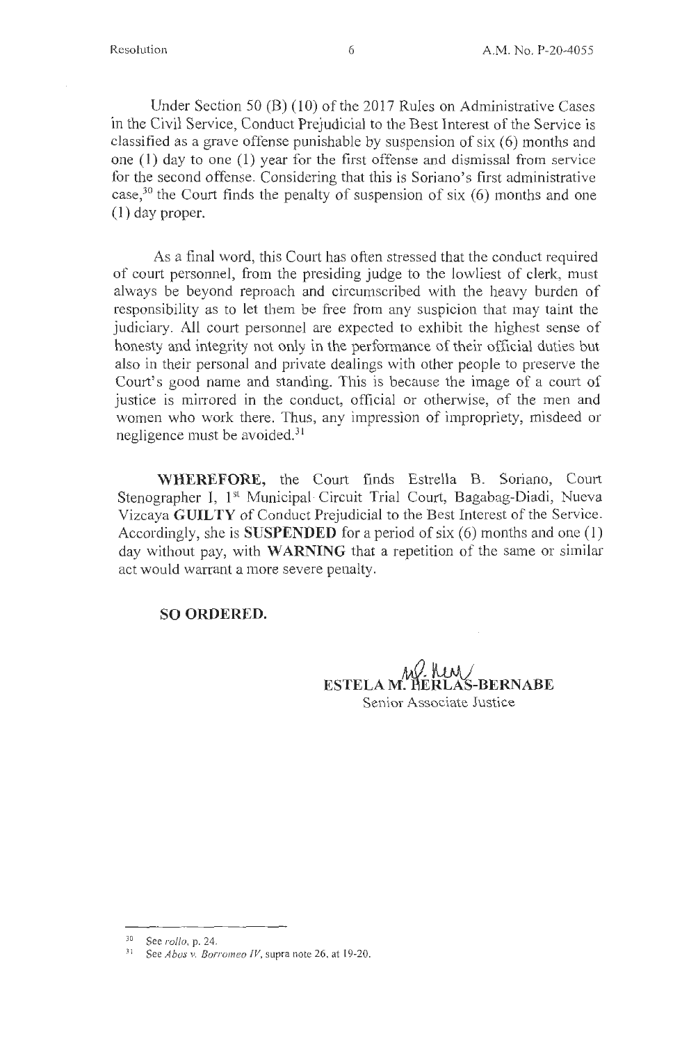Under Section 50 (B) (10) of the 2017 Rules on Administrative Cases in the Civil Service, Conduct Prejudicial to the Best Interest of the Service is classified as a grave offense punishable by suspension of six (6) months and one (1) day to one (1) year for the first offense and dismissal from service for the second offense. Considering that this is Soriano's first administrative case,[30] the Court finds the penalty of suspension of six (6) months and one (1) day proper.

As a final word, this Court has often stressed that the conduct required of court personnel, from the presiding judge to the lowliest of clerk, must always be beyond reproach and circumscribed with the heavy burden of responsibility as to let them be free from any suspicion that may taint the judiciary. All court personnel are expected to exhibit the highest sense of honesty and integrity not only in the performance of their official duties but also in their personal and private dealings with other people to preserve the Court's good name and standing. This is because the image of a court of justice is mirrored in the conduct, official or otherwise, of the men and women who work there. Thus, any impression of impropriety, misdeed or negligence must be avoided.[31]

**WHEREFORE,** the Court finds Estrella B. Soriano, Court Stenographer I, 1st Municipal Circuit Trial Court, Bagabag-Diadi, Nueva Vizcaya **GUILTY** of Conduct Prejudicial to the Best Interest of the Service. Accordingly, she is **SUSPENDED** for a period of six (6) months and one (1) day without pay, with **WARNING** that a repetition of the same or similar act would warrant a more severe penalty.

**SO ORDERED.**

**ESTELA M. PERLAS-BERNABE**
Senior Associate Justice

---

[30] See *rollo*, p. 24.

[31] See *Abos v. Borromeo IV*, supra note 26, at 19-20.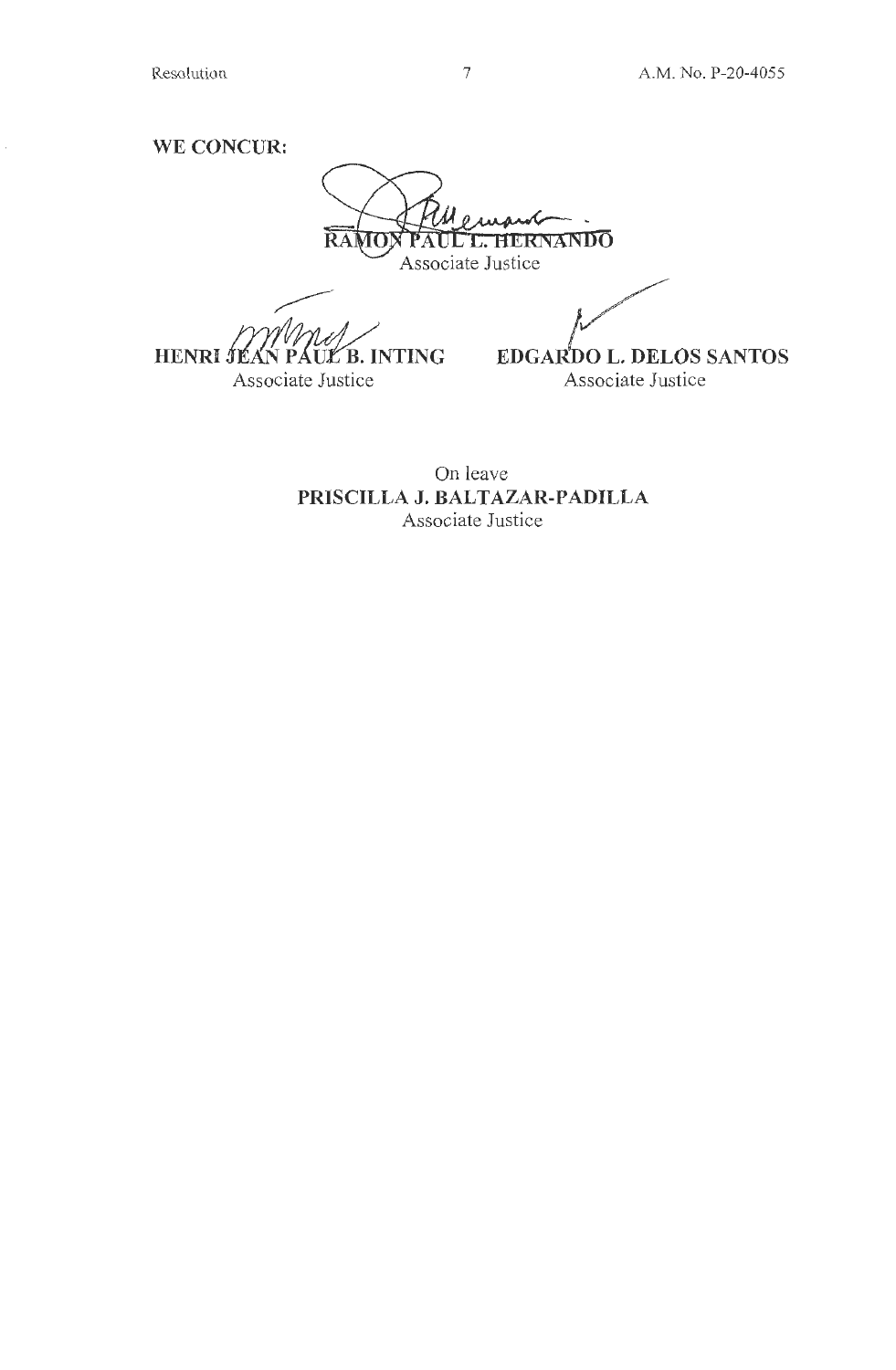**WE CONCUR:**

**RAMON PAUL L. HERNANDO**
Associate Justice

**HENRI JEAN PAUL B. INTING**
Associate Justice

**EDGARDO L. DELOS SANTOS**
Associate Justice

On leave
**PRISCILLA J. BALTAZAR-PADILLA**
Associate Justice